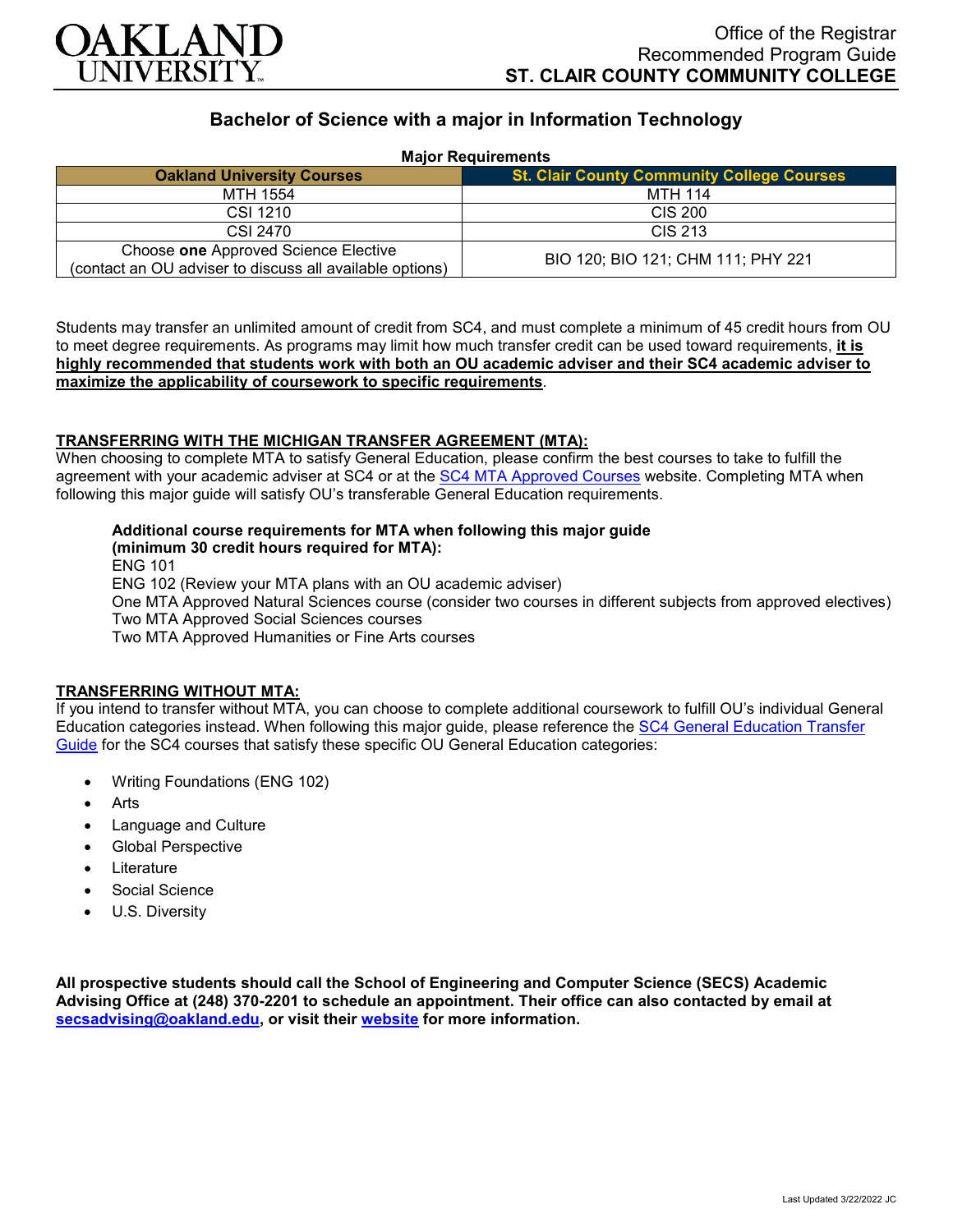OAKLAND UNIVERSITY

Office of the Registrar
Recommended Program Guide
**ST. CLAIR COUNTY COMMUNITY COLLEGE**

## Bachelor of Science with a major in Information Technology

**Major Requirements**

| Oakland University Courses | St. Clair County Community College Courses |
|---|---|
| MTH 1554 | MTH 114 |
| CSI 1210 | CIS 200 |
| CSI 2470 | CIS 213 |
| Choose **one** Approved Science Elective (contact an OU adviser to discuss all available options) | BIO 120; BIO 121; CHM 111; PHY 221 |

Students may transfer an unlimited amount of credit from SC4, and must complete a minimum of 45 credit hours from OU to meet degree requirements. As programs may limit how much transfer credit can be used toward requirements, **it is highly recommended that students work with both an OU academic adviser and their SC4 academic adviser to maximize the applicability of coursework to specific requirements**.

### TRANSFERRING WITH THE MICHIGAN TRANSFER AGREEMENT (MTA):

When choosing to complete MTA to satisfy General Education, please confirm the best courses to take to fulfill the agreement with your academic adviser at SC4 or at the SC4 MTA Approved Courses website. Completing MTA when following this major guide will satisfy OU's transferable General Education requirements.

**Additional course requirements for MTA when following this major guide (minimum 30 credit hours required for MTA):**
ENG 101
ENG 102 (Review your MTA plans with an OU academic adviser)
One MTA Approved Natural Sciences course (consider two courses in different subjects from approved electives)
Two MTA Approved Social Sciences courses
Two MTA Approved Humanities or Fine Arts courses

### TRANSFERRING WITHOUT MTA:

If you intend to transfer without MTA, you can choose to complete additional coursework to fulfill OU's individual General Education categories instead. When following this major guide, please reference the SC4 General Education Transfer Guide for the SC4 courses that satisfy these specific OU General Education categories:

- Writing Foundations (ENG 102)
- Arts
- Language and Culture
- Global Perspective
- Literature
- Social Science
- U.S. Diversity

**All prospective students should call the School of Engineering and Computer Science (SECS) Academic Advising Office at (248) 370-2201 to schedule an appointment. Their office can also contacted by email at secsadvising@oakland.edu, or visit their website for more information.**

Last Updated 3/22/2022 JC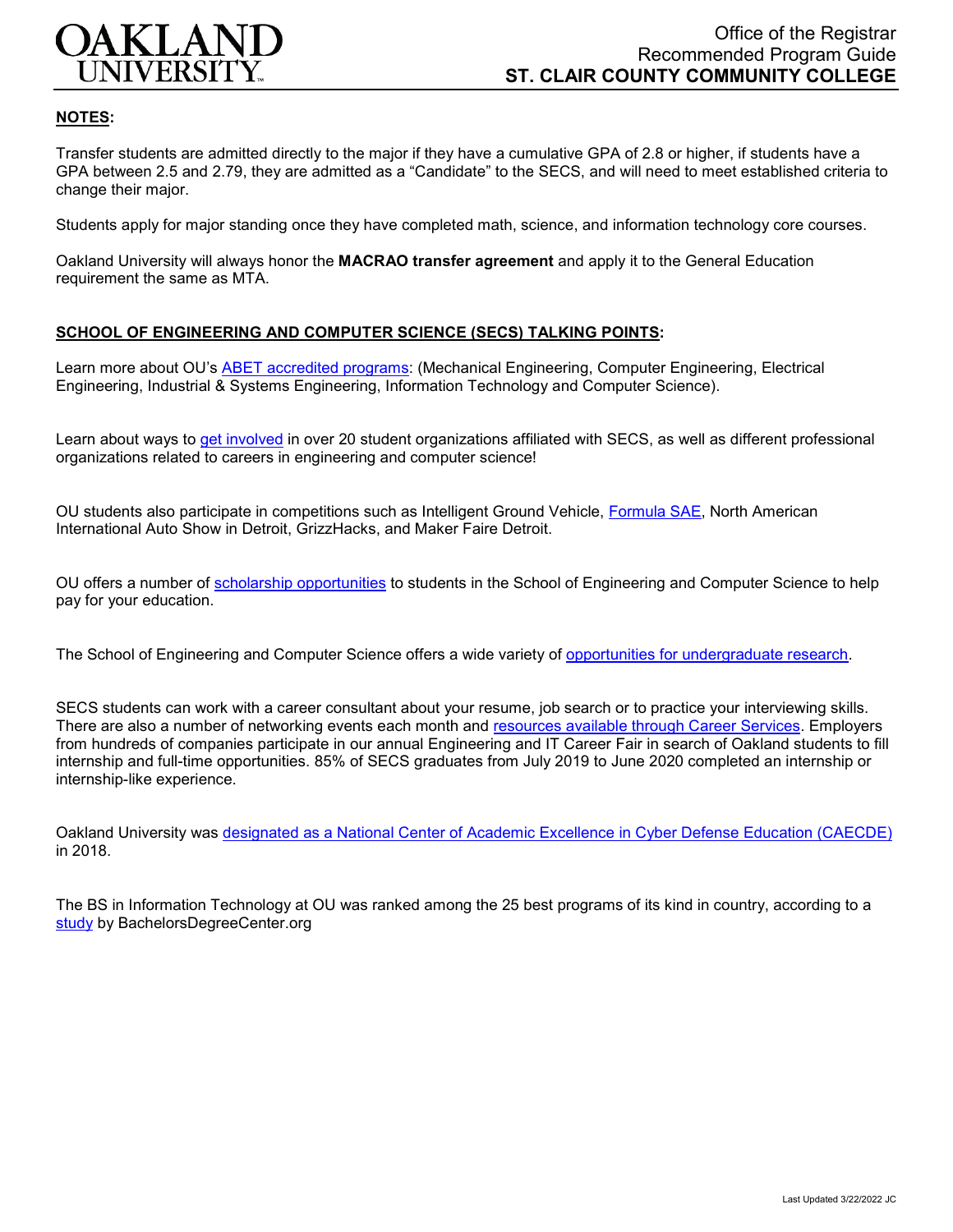**NOTES:**

Transfer students are admitted directly to the major if they have a cumulative GPA of 2.8 or higher, if students have a GPA between 2.5 and 2.79, they are admitted as a "Candidate" to the SECS, and will need to meet established criteria to change their major.

Students apply for major standing once they have completed math, science, and information technology core courses.

Oakland University will always honor the **MACRAO transfer agreement** and apply it to the General Education requirement the same as MTA.

**SCHOOL OF ENGINEERING AND COMPUTER SCIENCE (SECS) TALKING POINTS:**

Learn more about OU's ABET accredited programs: (Mechanical Engineering, Computer Engineering, Electrical Engineering, Industrial & Systems Engineering, Information Technology and Computer Science).

Learn about ways to get involved in over 20 student organizations affiliated with SECS, as well as different professional organizations related to careers in engineering and computer science!

OU students also participate in competitions such as Intelligent Ground Vehicle, Formula SAE, North American International Auto Show in Detroit, GrizzHacks, and Maker Faire Detroit.

OU offers a number of scholarship opportunities to students in the School of Engineering and Computer Science to help pay for your education.

The School of Engineering and Computer Science offers a wide variety of opportunities for undergraduate research.

SECS students can work with a career consultant about your resume, job search or to practice your interviewing skills. There are also a number of networking events each month and resources available through Career Services. Employers from hundreds of companies participate in our annual Engineering and IT Career Fair in search of Oakland students to fill internship and full-time opportunities. 85% of SECS graduates from July 2019 to June 2020 completed an internship or internship-like experience.

Oakland University was designated as a National Center of Academic Excellence in Cyber Defense Education (CAECDE) in 2018.

The BS in Information Technology at OU was ranked among the 25 best programs of its kind in country, according to a study by BachelorsDegreeCenter.org

Last Updated 3/22/2022 JC